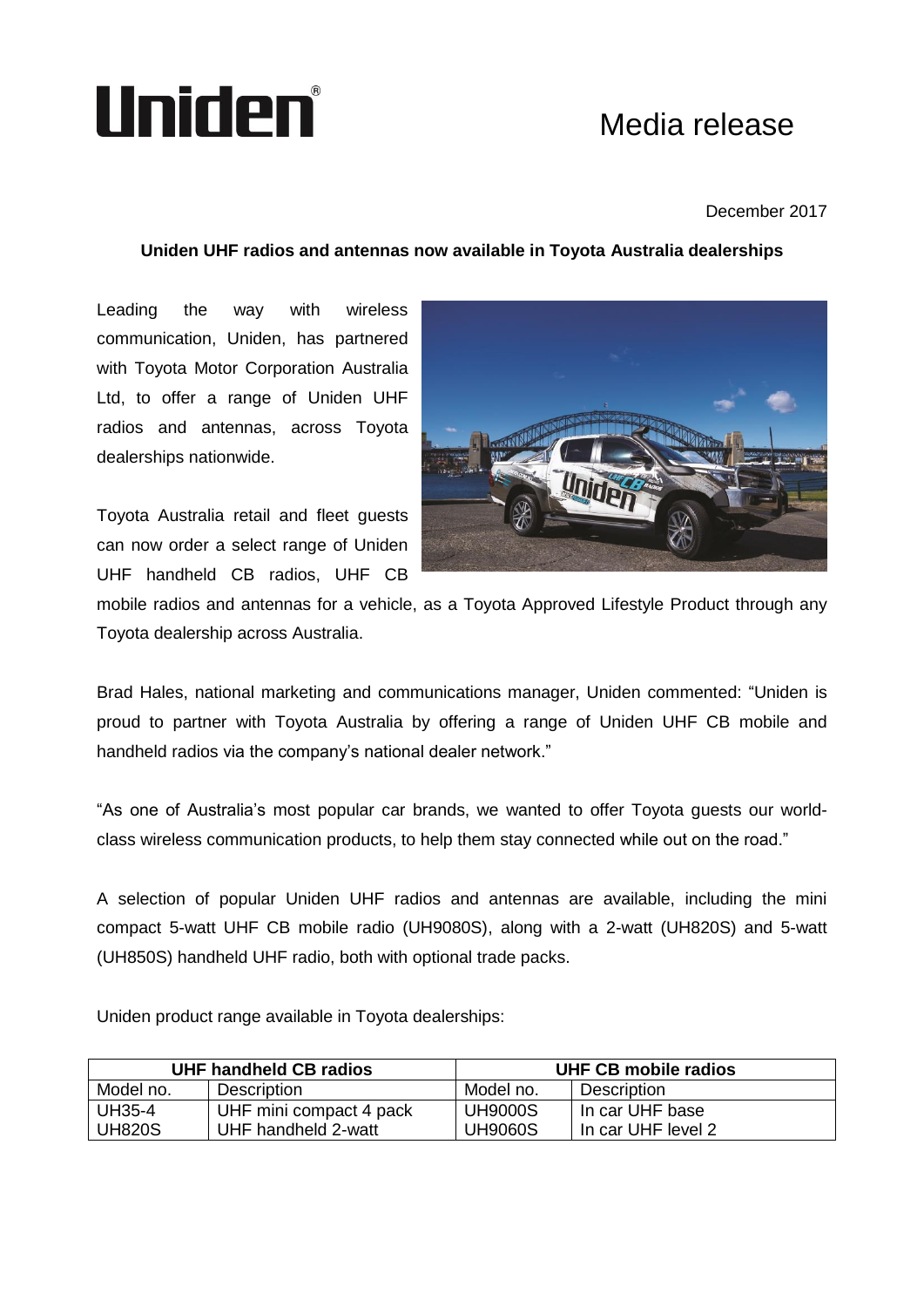# Uniden

## Media release

December 2017

**Uniden UHF radios and antennas now available in Toyota Australia dealerships**

Leading the way with wireless communication, Uniden, has partnered with Toyota Motor Corporation Australia Ltd, to offer a range of Uniden UHF radios and antennas, across Toyota dealerships nationwide.

Toyota Australia retail and fleet guests can now order a select range of Uniden UHF handheld CB radios, UHF CB mobile radios and antennas for a vehicle, as a Toyota Approved Lifestyle Product through any Toyota dealership across Australia.

Brad Hales, national marketing and communications manager, Uniden commented: "Uniden is proud to partner with Toyota Australia by offering a range of Uniden UHF CB mobile and handheld radios via the company's national dealer network."

"As one of Australia's most popular car brands, we wanted to offer Toyota guests our world-class wireless communication products, to help them stay connected while out on the road."

A selection of popular Uniden UHF radios and antennas are available, including the mini compact 5-watt UHF CB mobile radio (UH9080S), along with a 2-watt (UH820S) and 5-watt (UH850S) handheld UHF radio, both with optional trade packs.

Uniden product range available in Toyota dealerships:

| UHF handheld CB radios | | UHF CB mobile radios | |
|---|---|---|---|
| Model no. | Description | Model no. | Description |
| UH35-4 | UHF mini compact 4 pack | UH9000S | In car UHF base |
| UH820S | UHF handheld 2-watt | UH9060S | In car UHF level 2 |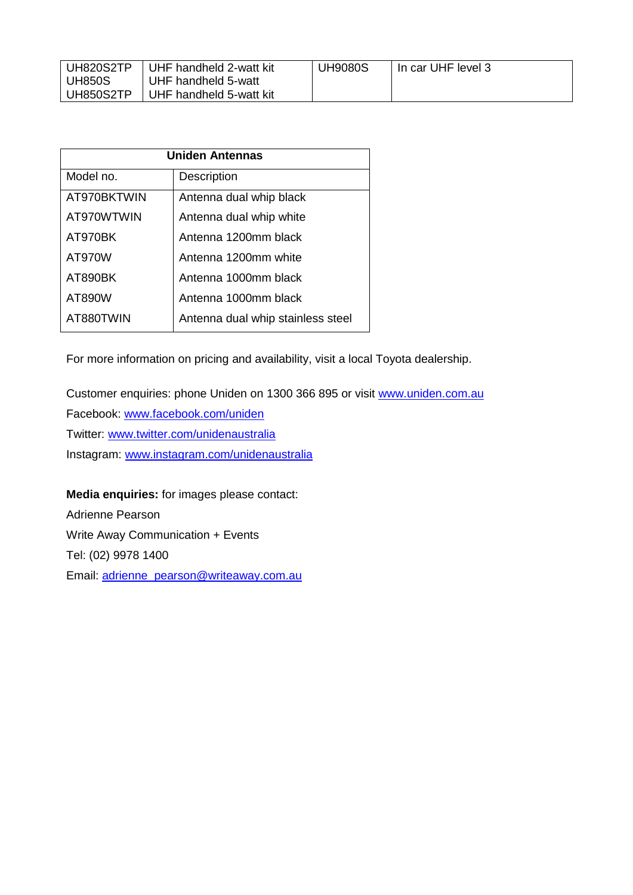| | | | |
|---|---|---|---|
| UH820S2TP<br>UH850S<br>UH850S2TP | UHF handheld 2-watt kit<br>UHF handheld 5-watt<br>UHF handheld 5-watt kit | UH9080S | In car UHF level 3 |

| Uniden Antennas | |
|---|---|
| Model no. | Description |
| AT970BKTWIN | Antenna dual whip black |
| AT970WTWIN | Antenna dual whip white |
| AT970BK | Antenna 1200mm black |
| AT970W | Antenna 1200mm white |
| AT890BK | Antenna 1000mm black |
| AT890W | Antenna 1000mm black |
| AT880TWIN | Antenna dual whip stainless steel |

For more information on pricing and availability, visit a local Toyota dealership.

Customer enquiries: phone Uniden on 1300 366 895 or visit www.uniden.com.au  
Facebook: www.facebook.com/uniden  
Twitter: www.twitter.com/unidenaustralia  
Instagram: www.instagram.com/unidenaustralia

**Media enquiries:** for images please contact:  
Adrienne Pearson  
Write Away Communication + Events  
Tel: (02) 9978 1400  
Email: adrienne_pearson@writeaway.com.au